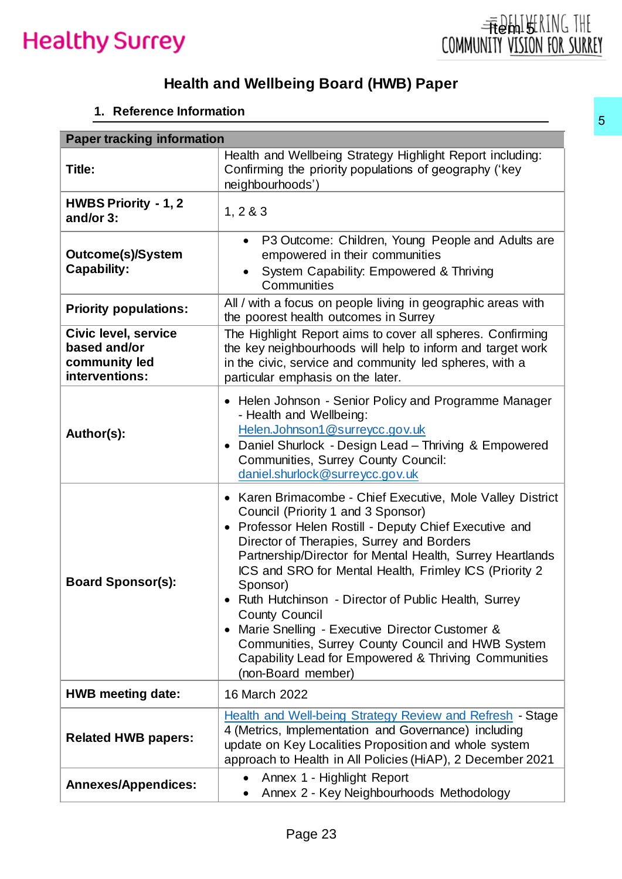Healthy Surrey

Item 5

DELIVERING THE COMMUNITY VISION FOR SURREY

# Health and Wellbeing Board (HWB) Paper

## 1. Reference Information

| Paper tracking information | |
|---|---|
| **Title:** | Health and Wellbeing Strategy Highlight Report including: Confirming the priority populations of geography ('key neighbourhoods') |
| **HWBS Priority - 1, 2 and/or 3:** | 1, 2 & 3 |
| **Outcome(s)/System Capability:** | • P3 Outcome: Children, Young People and Adults are empowered in their communities<br>• System Capability: Empowered & Thriving Communities |
| **Priority populations:** | All / with a focus on people living in geographic areas with the poorest health outcomes in Surrey |
| **Civic level, service based and/or community led interventions:** | The Highlight Report aims to cover all spheres. Confirming the key neighbourhoods will help to inform and target work in the civic, service and community led spheres, with a particular emphasis on the later. |
| **Author(s):** | • Helen Johnson - Senior Policy and Programme Manager - Health and Wellbeing: Helen.Johnson1@surreycc.gov.uk<br>• Daniel Shurlock - Design Lead – Thriving & Empowered Communities, Surrey County Council: daniel.shurlock@surreycc.gov.uk |
| **Board Sponsor(s):** | • Karen Brimacombe - Chief Executive, Mole Valley District Council (Priority 1 and 3 Sponsor)<br>• Professor Helen Rostill - Deputy Chief Executive and Director of Therapies, Surrey and Borders Partnership/Director for Mental Health, Surrey Heartlands ICS and SRO for Mental Health, Frimley ICS (Priority 2 Sponsor)<br>• Ruth Hutchinson - Director of Public Health, Surrey County Council<br>• Marie Snelling - Executive Director Customer & Communities, Surrey County Council and HWB System Capability Lead for Empowered & Thriving Communities (non-Board member) |
| **HWB meeting date:** | 16 March 2022 |
| **Related HWB papers:** | Health and Well-being Strategy Review and Refresh - Stage 4 (Metrics, Implementation and Governance) including update on Key Localities Proposition and whole system approach to Health in All Policies (HiAP), 2 December 2021 |
| **Annexes/Appendices:** | • Annex 1 - Highlight Report<br>• Annex 2 - Key Neighbourhoods Methodology |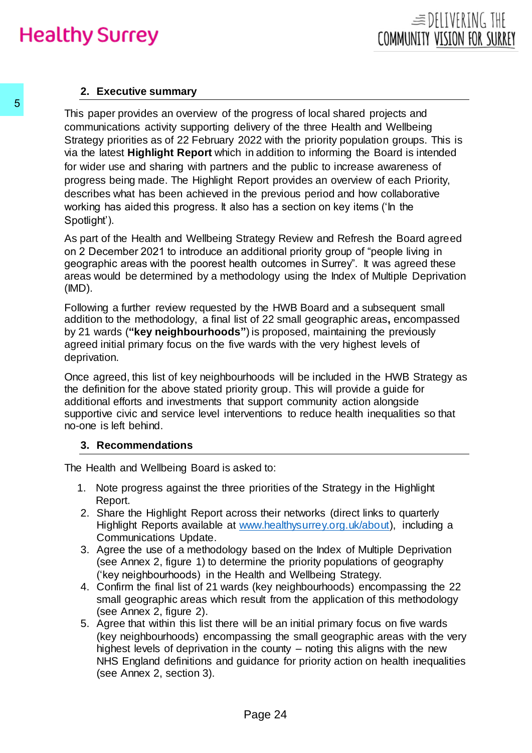## 2. Executive summary

This paper provides an overview of the progress of local shared projects and communications activity supporting delivery of the three Health and Wellbeing Strategy priorities as of 22 February 2022 with the priority population groups. This is via the latest **Highlight Report** which in addition to informing the Board is intended for wider use and sharing with partners and the public to increase awareness of progress being made. The Highlight Report provides an overview of each Priority, describes what has been achieved in the previous period and how collaborative working has aided this progress. It also has a section on key items ('In the Spotlight').

As part of the Health and Wellbeing Strategy Review and Refresh the Board agreed on 2 December 2021 to introduce an additional priority group of "people living in geographic areas with the poorest health outcomes in Surrey". It was agreed these areas would be determined by a methodology using the Index of Multiple Deprivation (IMD).

Following a further review requested by the HWB Board and a subsequent small addition to the methodology, a final list of 22 small geographic areas**,** encompassed by 21 wards (**"key neighbourhoods"**) is proposed, maintaining the previously agreed initial primary focus on the five wards with the very highest levels of deprivation.

Once agreed, this list of key neighbourhoods will be included in the HWB Strategy as the definition for the above stated priority group. This will provide a guide for additional efforts and investments that support community action alongside supportive civic and service level interventions to reduce health inequalities so that no-one is left behind.

## 3. Recommendations

The Health and Wellbeing Board is asked to:

1. Note progress against the three priorities of the Strategy in the Highlight Report.
2. Share the Highlight Report across their networks (direct links to quarterly Highlight Reports available at [www.healthysurrey.org.uk/about](http://www.healthysurrey.org.uk/about)), including a Communications Update.
3. Agree the use of a methodology based on the Index of Multiple Deprivation (see Annex 2, figure 1) to determine the priority populations of geography ('key neighbourhoods) in the Health and Wellbeing Strategy.
4. Confirm the final list of 21 wards (key neighbourhoods) encompassing the 22 small geographic areas which result from the application of this methodology (see Annex 2, figure 2).
5. Agree that within this list there will be an initial primary focus on five wards (key neighbourhoods) encompassing the small geographic areas with the very highest levels of deprivation in the county – noting this aligns with the new NHS England definitions and guidance for priority action on health inequalities (see Annex 2, section 3).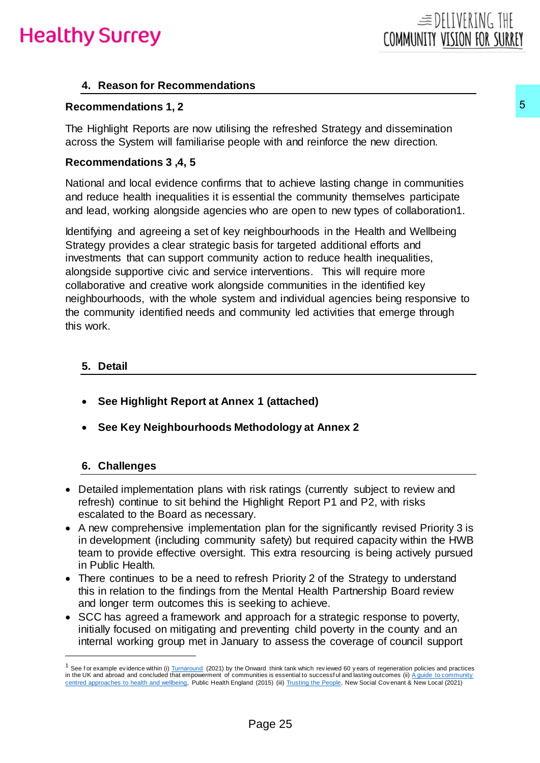## 4. Reason for Recommendations

**Recommendations 1, 2**

The Highlight Reports are now utilising the refreshed Strategy and dissemination across the System will familiarise people with and reinforce the new direction.

**Recommendations 3 ,4, 5**

National and local evidence confirms that to achieve lasting change in communities and reduce health inequalities it is essential the community themselves participate and lead, working alongside agencies who are open to new types of collaboration[1].

Identifying and agreeing a set of key neighbourhoods in the Health and Wellbeing Strategy provides a clear strategic basis for targeted additional efforts and investments that can support community action to reduce health inequalities, alongside supportive civic and service interventions. This will require more collaborative and creative work alongside communities in the identified key neighbourhoods, with the whole system and individual agencies being responsive to the community identified needs and community led activities that emerge through this work.

## 5. Detail

- **See Highlight Report at Annex 1 (attached)**
- **See Key Neighbourhoods Methodology at Annex 2**

## 6. Challenges

- Detailed implementation plans with risk ratings (currently subject to review and refresh) continue to sit behind the Highlight Report P1 and P2, with risks escalated to the Board as necessary.
- A new comprehensive implementation plan for the significantly revised Priority 3 is in development (including community safety) but required capacity within the HWB team to provide effective oversight. This extra resourcing is being actively pursued in Public Health.
- There continues to be a need to refresh Priority 2 of the Strategy to understand this in relation to the findings from the Mental Health Partnership Board review and longer term outcomes this is seeking to achieve.
- SCC has agreed a framework and approach for a strategic response to poverty, initially focused on mitigating and preventing child poverty in the county and an internal working group met in January to assess the coverage of council support

[1] See for example evidence within (i) Turnaround (2021) by the Onward think tank which reviewed 60 years of regeneration policies and practices in the UK and abroad and concluded that empowerment of communities is essential to successful and lasting outcomes (ii) A guide to community centred approaches to health and wellbeing, Public Health England (2015) (iii) Trusting the People, New Social Covenant & New Local (2021)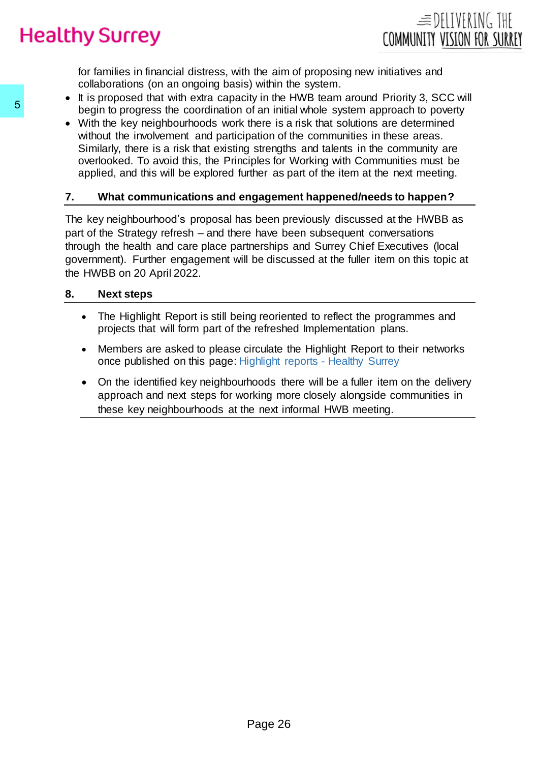for families in financial distress, with the aim of proposing new initiatives and collaborations (on an ongoing basis) within the system.

- It is proposed that with extra capacity in the HWB team around Priority 3, SCC will begin to progress the coordination of an initial whole system approach to poverty
- With the key neighbourhoods work there is a risk that solutions are determined without the involvement and participation of the communities in these areas. Similarly, there is a risk that existing strengths and talents in the community are overlooked. To avoid this, the Principles for Working with Communities must be applied, and this will be explored further as part of the item at the next meeting.

## 7. What communications and engagement happened/needs to happen?

The key neighbourhood's proposal has been previously discussed at the HWBB as part of the Strategy refresh – and there have been subsequent conversations through the health and care place partnerships and Surrey Chief Executives (local government). Further engagement will be discussed at the fuller item on this topic at the HWBB on 20 April 2022.

## 8. Next steps

- The Highlight Report is still being reoriented to reflect the programmes and projects that will form part of the refreshed Implementation plans.
- Members are asked to please circulate the Highlight Report to their networks once published on this page: Highlight reports - Healthy Surrey
- On the identified key neighbourhoods there will be a fuller item on the delivery approach and next steps for working more closely alongside communities in these key neighbourhoods at the next informal HWB meeting.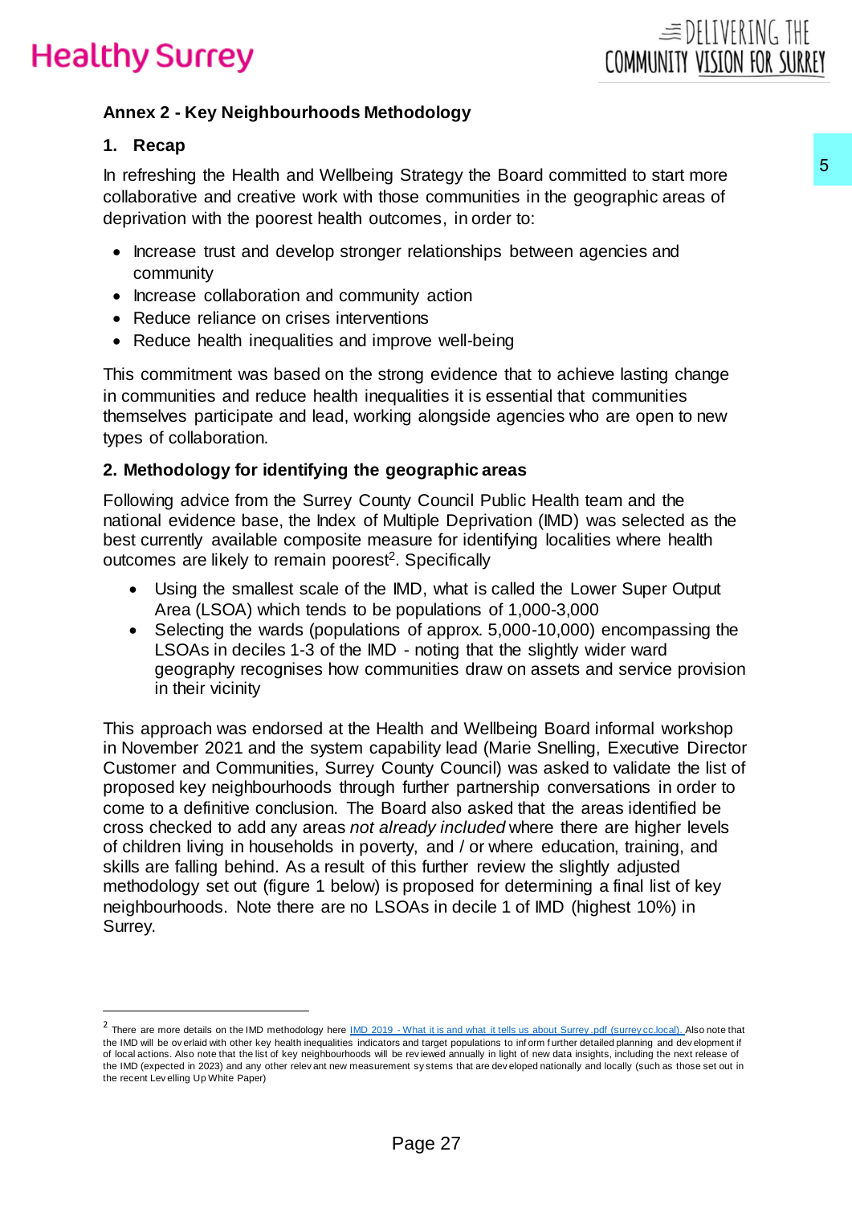## Annex 2 - Key Neighbourhoods Methodology

### 1. Recap

In refreshing the Health and Wellbeing Strategy the Board committed to start more collaborative and creative work with those communities in the geographic areas of deprivation with the poorest health outcomes, in order to:

- Increase trust and develop stronger relationships between agencies and community
- Increase collaboration and community action
- Reduce reliance on crises interventions
- Reduce health inequalities and improve well-being

This commitment was based on the strong evidence that to achieve lasting change in communities and reduce health inequalities it is essential that communities themselves participate and lead, working alongside agencies who are open to new types of collaboration.

### 2. Methodology for identifying the geographic areas

Following advice from the Surrey County Council Public Health team and the national evidence base, the Index of Multiple Deprivation (IMD) was selected as the best currently available composite measure for identifying localities where health outcomes are likely to remain poorest[2]. Specifically

- Using the smallest scale of the IMD, what is called the Lower Super Output Area (LSOA) which tends to be populations of 1,000-3,000
- Selecting the wards (populations of approx. 5,000-10,000) encompassing the LSOAs in deciles 1-3 of the IMD - noting that the slightly wider ward geography recognises how communities draw on assets and service provision in their vicinity

This approach was endorsed at the Health and Wellbeing Board informal workshop in November 2021 and the system capability lead (Marie Snelling, Executive Director Customer and Communities, Surrey County Council) was asked to validate the list of proposed key neighbourhoods through further partnership conversations in order to come to a definitive conclusion. The Board also asked that the areas identified be cross checked to add any areas *not already included* where there are higher levels of children living in households in poverty, and / or where education, training, and skills are falling behind. As a result of this further review the slightly adjusted methodology set out (figure 1 below) is proposed for determining a final list of key neighbourhoods. Note there are no LSOAs in decile 1 of IMD (highest 10%) in Surrey.

---

[2] There are more details on the IMD methodology here [IMD 2019 - What it is and what it tells us about Surrey.pdf (surreycc.local).](IMD 2019 - What it is and what it tells us about Surrey.pdf) Also note that the IMD will be overlaid with other key health inequalities indicators and target populations to inform further detailed planning and development if of local actions. Also note that the list of key neighbourhoods will be reviewed annually in light of new data insights, including the next release of the IMD (expected in 2023) and any other relevant new measurement systems that are developed nationally and locally (such as those set out in the recent Levelling Up White Paper)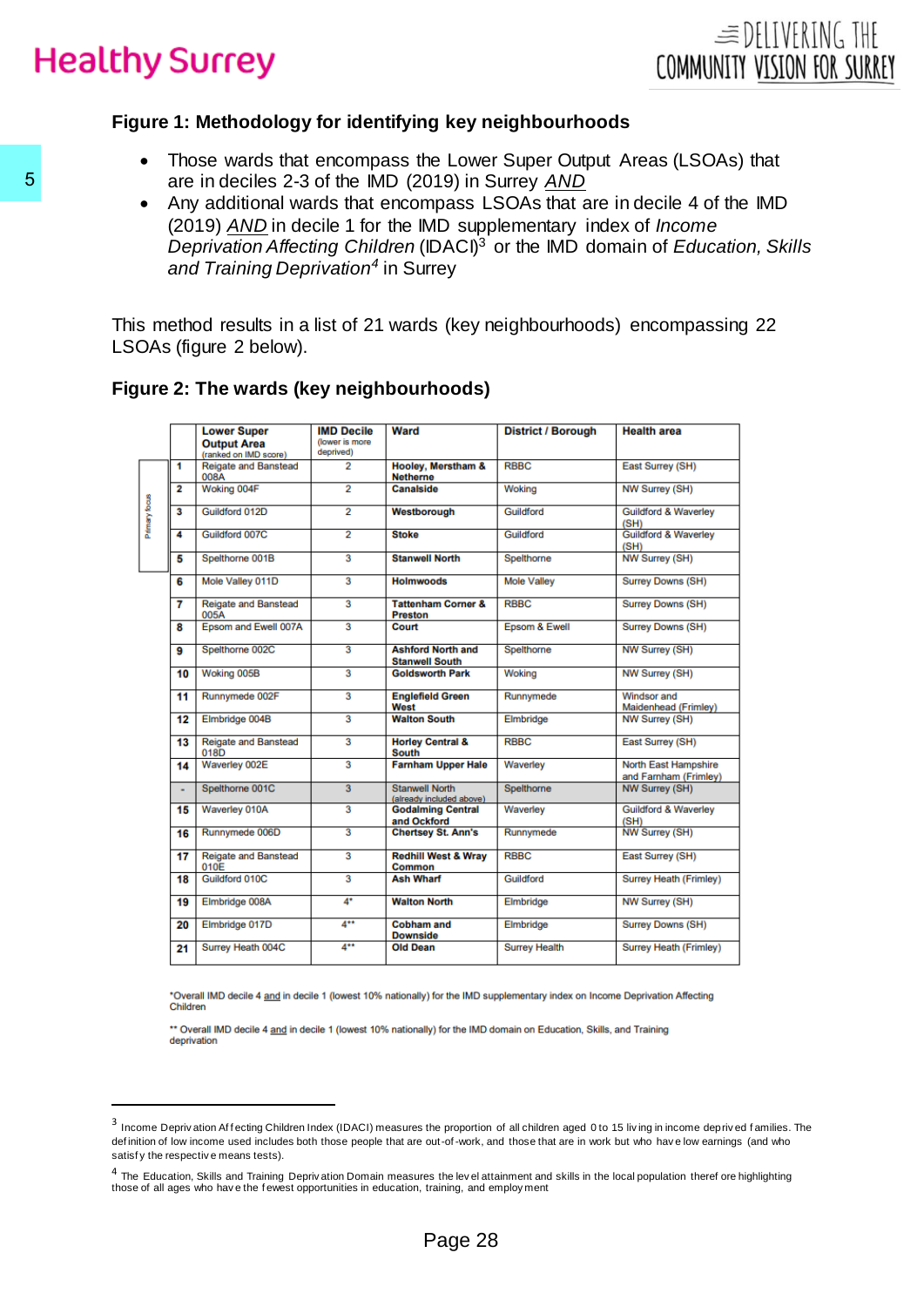## Figure 1: Methodology for identifying key neighbourhoods

- Those wards that encompass the Lower Super Output Areas (LSOAs) that are in deciles 2-3 of the IMD (2019) in Surrey *AND*
- Any additional wards that encompass LSOAs that are in decile 4 of the IMD (2019) *AND* in decile 1 for the IMD supplementary index of *Income Deprivation Affecting Children* (IDACI)[3] or the IMD domain of *Education, Skills and Training Deprivation*[4] in Surrey

This method results in a list of 21 wards (key neighbourhoods) encompassing 22 LSOAs (figure 2 below).

## Figure 2: The wards (key neighbourhoods)

| | | Lower Super Output Area (ranked on IMD score) | IMD Decile (lower is more deprived) | Ward | District / Borough | Health area |
|---|---|---|---|---|---|---|
| Primary focus | 1 | Reigate and Banstead 008A | 2 | **Hooley, Merstham & Netherne** | RBBC | East Surrey (SH) |
| Primary focus | 2 | Woking 004F | 2 | **Canalside** | Woking | NW Surrey (SH) |
| Primary focus | 3 | Guildford 012D | 2 | **Westborough** | Guildford | Guildford & Waverley (SH) |
| Primary focus | 4 | Guildford 007C | 2 | **Stoke** | Guildford | Guildford & Waverley (SH) |
| Primary focus | 5 | Spelthorne 001B | 3 | **Stanwell North** | Spelthorne | NW Surrey (SH) |
| | 6 | Mole Valley 011D | 3 | **Holmwoods** | Mole Valley | Surrey Downs (SH) |
| | 7 | Reigate and Banstead 005A | 3 | **Tattenham Corner & Preston** | RBBC | Surrey Downs (SH) |
| | 8 | Epsom and Ewell 007A | 3 | **Court** | Epsom & Ewell | Surrey Downs (SH) |
| | 9 | Spelthorne 002C | 3 | **Ashford North and Stanwell South** | Spelthorne | NW Surrey (SH) |
| | 10 | Woking 005B | 3 | **Goldsworth Park** | Woking | NW Surrey (SH) |
| | 11 | Runnymede 002F | 3 | **Englefield Green West** | Runnymede | Windsor and Maidenhead (Frimley) |
| | 12 | Elmbridge 004B | 3 | **Walton South** | Elmbridge | NW Surrey (SH) |
| | 13 | Reigate and Banstead 018D | 3 | **Horley Central & South** | RBBC | East Surrey (SH) |
| | 14 | Waverley 002E | 3 | **Farnham Upper Hale** | Waverley | North East Hampshire and Farnham (Frimley) |
| | - | Spelthorne 001C | 3 | Stanwell North (already included above) | Spelthorne | NW Surrey (SH) |
| | 15 | Waverley 010A | 3 | **Godalming Central and Ockford** | Waverley | Guildford & Waverley (SH) |
| | 16 | Runnymede 006D | 3 | **Chertsey St. Ann's** | Runnymede | NW Surrey (SH) |
| | 17 | Reigate and Banstead 010E | 3 | **Redhill West & Wray Common** | RBBC | East Surrey (SH) |
| | 18 | Guildford 010C | 3 | **Ash Wharf** | Guildford | Surrey Heath (Frimley) |
| | 19 | Elmbridge 008A | 4* | **Walton North** | Elmbridge | NW Surrey (SH) |
| | 20 | Elmbridge 017D | 4** | **Cobham and Downside** | Elmbridge | Surrey Downs (SH) |
| | 21 | Surrey Heath 004C | 4** | **Old Dean** | Surrey Health | Surrey Heath (Frimley) |

*Overall IMD decile 4 and in decile 1 (lowest 10% nationally) for the IMD supplementary index on Income Deprivation Affecting Children

** Overall IMD decile 4 and in decile 1 (lowest 10% nationally) for the IMD domain on Education, Skills, and Training deprivation

[3] Income Deprivation Affecting Children Index (IDACI) measures the proportion of all children aged 0 to 15 living in income deprived families. The definition of low income used includes both those people that are out-of-work, and those that are in work but who have low earnings (and who satisfy the respective means tests).

[4] The Education, Skills and Training Deprivation Domain measures the level attainment and skills in the local population therefore highlighting those of all ages who have the fewest opportunities in education, training, and employment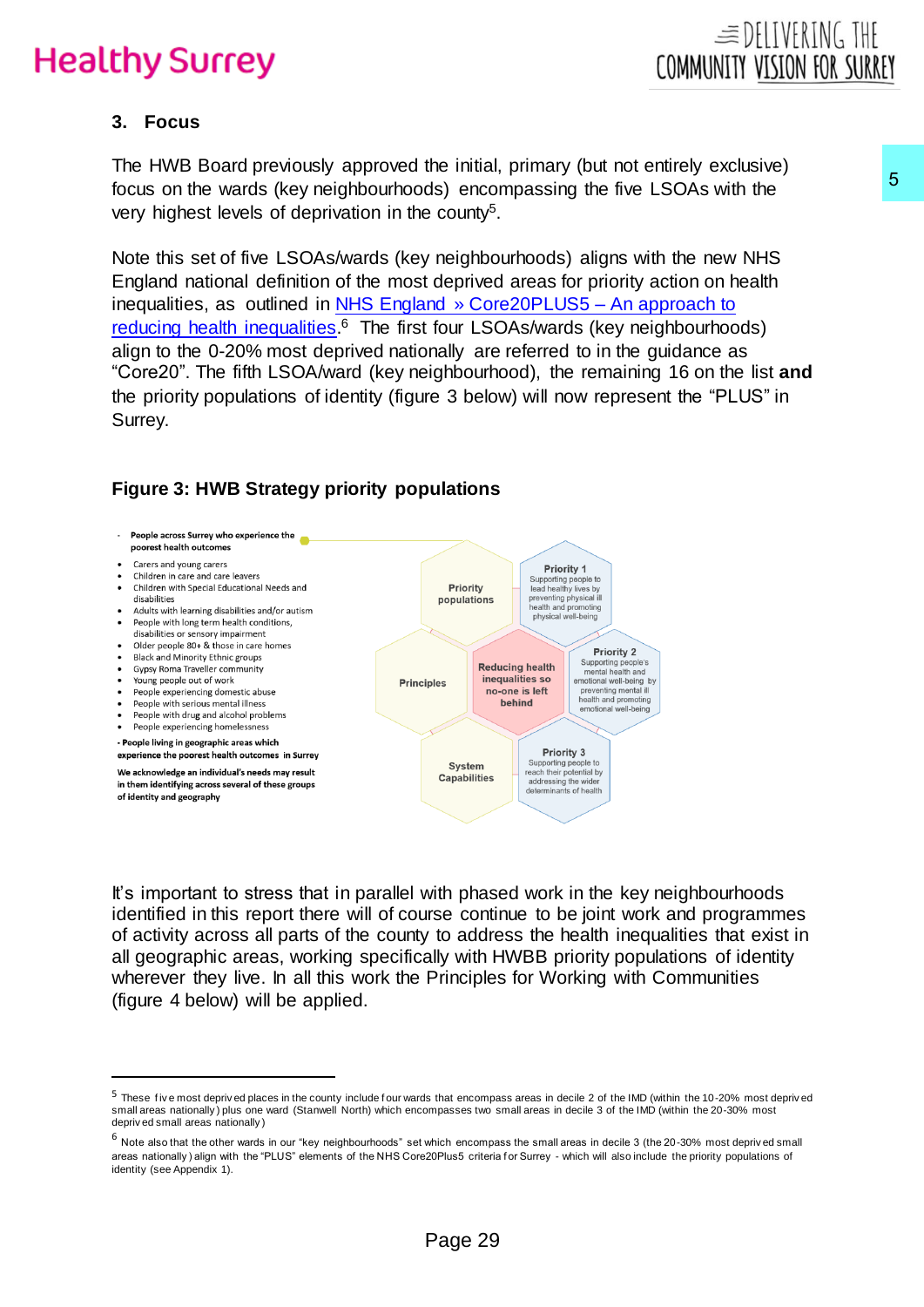### 3. Focus

The HWB Board previously approved the initial, primary (but not entirely exclusive) focus on the wards (key neighbourhoods) encompassing the five LSOAs with the very highest levels of deprivation in the county[5].

Note this set of five LSOAs/wards (key neighbourhoods) aligns with the new NHS England national definition of the most deprived areas for priority action on health inequalities, as outlined in [NHS England » Core20PLUS5 – An approach to reducing health inequalities](#).[6] The first four LSOAs/wards (key neighbourhoods) align to the 0-20% most deprived nationally are referred to in the guidance as "Core20". The fifth LSOA/ward (key neighbourhood), the remaining 16 on the list **and** the priority populations of identity (figure 3 below) will now represent the "PLUS" in Surrey.

**Figure 3: HWB Strategy priority populations**

- People across Surrey who experience the poorest health outcomes
  - Carers and young carers
  - Children in care and care leavers
  - Children with Special Educational Needs and disabilities
  - Adults with learning disabilities and/or autism
  - People with long term health conditions, disabilities or sensory impairment
  - Older people 80+ & those in care homes
  - Black and Minority Ethnic groups
  - Gypsy Roma Traveller community
  - Young people out of work
  - People experiencing domestic abuse
  - People with serious mental illness
  - People with drug and alcohol problems
  - People experiencing homelessness
- People living in geographic areas which experience the poorest health outcomes in Surrey

We acknowledge an individual's needs may result in them identifying across several of these groups of identity and geography

Priority populations

Principles

System Capabilities

Reducing health inequalities so no-one is left behind

Priority 1 – Supporting people to lead healthy lives by preventing physical ill health and promoting physical well-being

Priority 2 – Supporting people's mental health and emotional well-being by preventing mental ill health and promoting emotional well-being

Priority 3 – Supporting people to reach their potential by addressing the wider determinants of health

It's important to stress that in parallel with phased work in the key neighbourhoods identified in this report there will of course continue to be joint work and programmes of activity across all parts of the county to address the health inequalities that exist in all geographic areas, working specifically with HWBB priority populations of identity wherever they live. In all this work the Principles for Working with Communities (figure 4 below) will be applied.

---

[5] These five most deprived places in the county include four wards that encompass areas in decile 2 of the IMD (within the 10-20% most deprived small areas nationally) plus one ward (Stanwell North) which encompasses two small areas in decile 3 of the IMD (within the 20-30% most deprived small areas nationally)

[6] Note also that the other wards in our "key neighbourhoods" set which encompass the small areas in decile 3 (the 20-30% most deprived small areas nationally) align with the "PLUS" elements of the NHS Core20Plus5 criteria for Surrey - which will also include the priority populations of identity (see Appendix 1).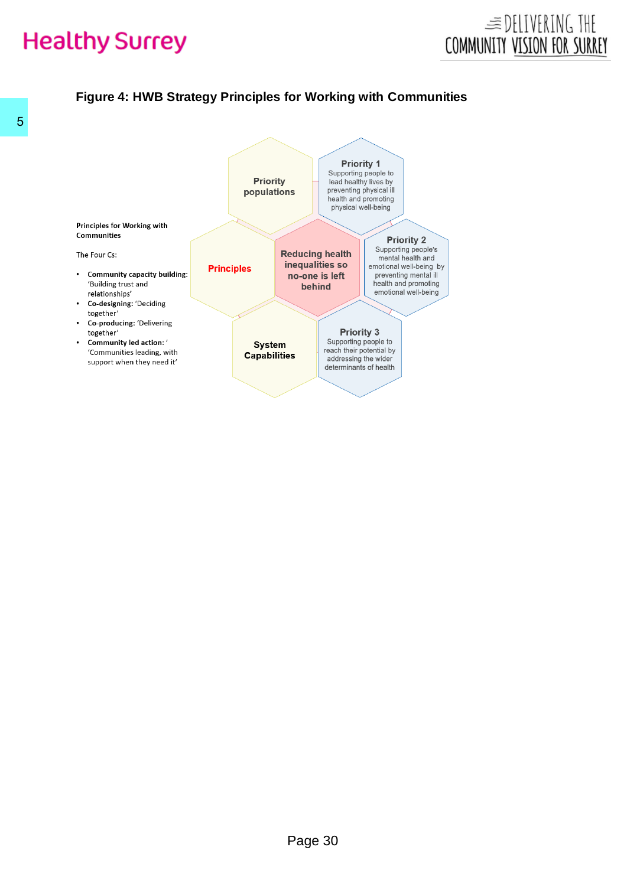## Figure 4: HWB Strategy Principles for Working with Communities

Principles for Working with Communities

The Four Cs:

- **Community capacity building:** 'Building trust and relationships'
- **Co-designing:** 'Deciding together'
- **Co-producing:** 'Delivering together'
- **Community led action:** ' 'Communities leading, with support when they need it'

Priority populations

Priority 1
Supporting people to lead healthy lives by preventing physical ill health and promoting physical well-being

Principles

Reducing health inequalities so no-one is left behind

Priority 2
Supporting people's mental health and emotional well-being by preventing mental ill health and promoting emotional well-being

System Capabilities

Priority 3
Supporting people to reach their potential by addressing the wider determinants of health